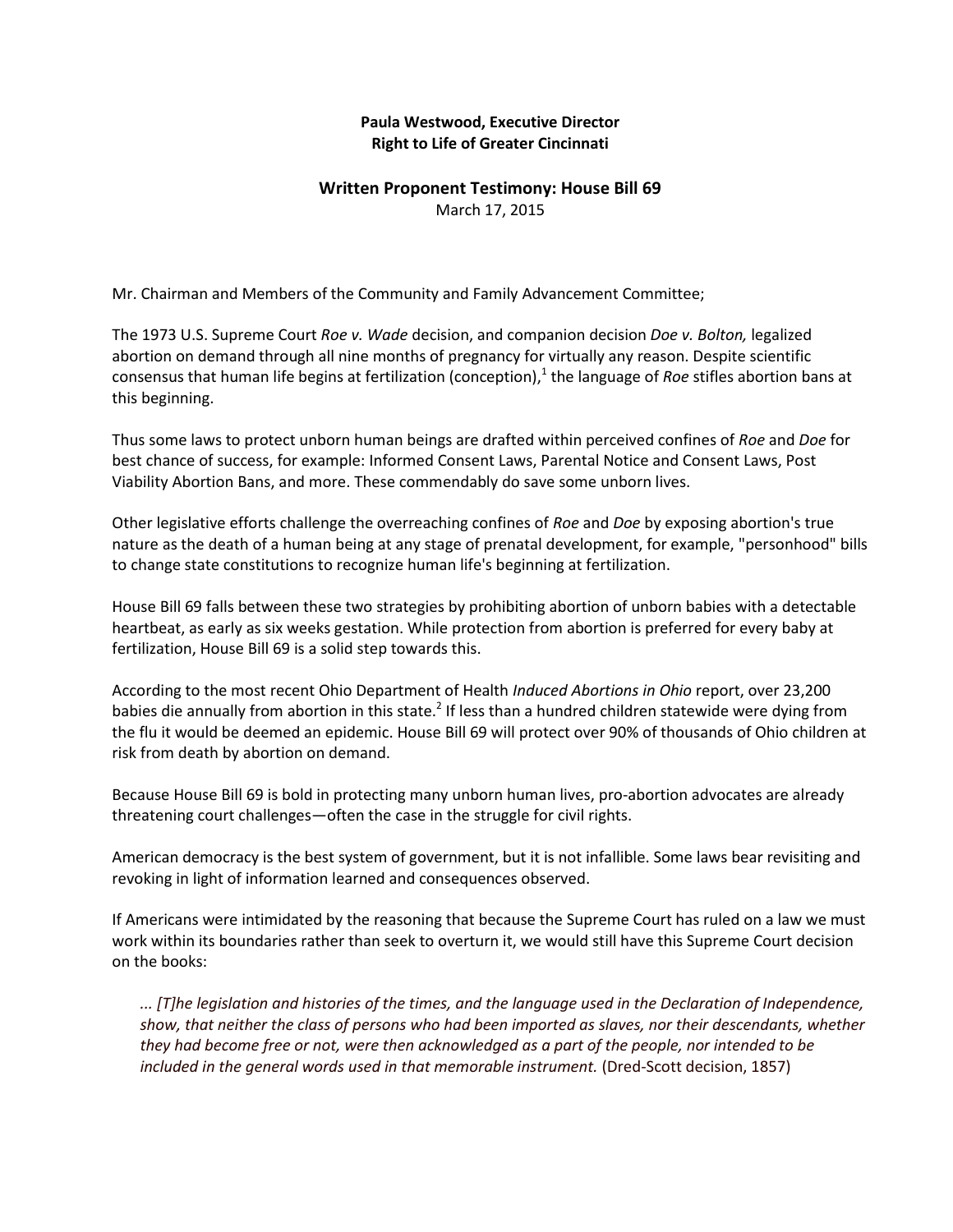**Paula Westwood, Executive Director**
**Right to Life of Greater Cincinnati**

## Written Proponent Testimony: House Bill 69

March 17, 2015

Mr. Chairman and Members of the Community and Family Advancement Committee;

The 1973 U.S. Supreme Court *Roe v. Wade* decision, and companion decision *Doe v. Bolton,* legalized abortion on demand through all nine months of pregnancy for virtually any reason. Despite scientific consensus that human life begins at fertilization (conception),[1] the language of *Roe* stifles abortion bans at this beginning.

Thus some laws to protect unborn human beings are drafted within perceived confines of *Roe* and *Doe* for best chance of success, for example: Informed Consent Laws, Parental Notice and Consent Laws, Post Viability Abortion Bans, and more. These commendably do save some unborn lives.

Other legislative efforts challenge the overreaching confines of *Roe* and *Doe* by exposing abortion's true nature as the death of a human being at any stage of prenatal development, for example, "personhood" bills to change state constitutions to recognize human life's beginning at fertilization.

House Bill 69 falls between these two strategies by prohibiting abortion of unborn babies with a detectable heartbeat, as early as six weeks gestation. While protection from abortion is preferred for every baby at fertilization, House Bill 69 is a solid step towards this.

According to the most recent Ohio Department of Health *Induced Abortions in Ohio* report, over 23,200 babies die annually from abortion in this state.[2] If less than a hundred children statewide were dying from the flu it would be deemed an epidemic. House Bill 69 will protect over 90% of thousands of Ohio children at risk from death by abortion on demand.

Because House Bill 69 is bold in protecting many unborn human lives, pro-abortion advocates are already threatening court challenges—often the case in the struggle for civil rights.

American democracy is the best system of government, but it is not infallible. Some laws bear revisiting and revoking in light of information learned and consequences observed.

If Americans were intimidated by the reasoning that because the Supreme Court has ruled on a law we must work within its boundaries rather than seek to overturn it, we would still have this Supreme Court decision on the books:

> *... [T]he legislation and histories of the times, and the language used in the Declaration of Independence, show, that neither the class of persons who had been imported as slaves, nor their descendants, whether they had become free or not, were then acknowledged as a part of the people, nor intended to be included in the general words used in that memorable instrument.* (Dred-Scott decision, 1857)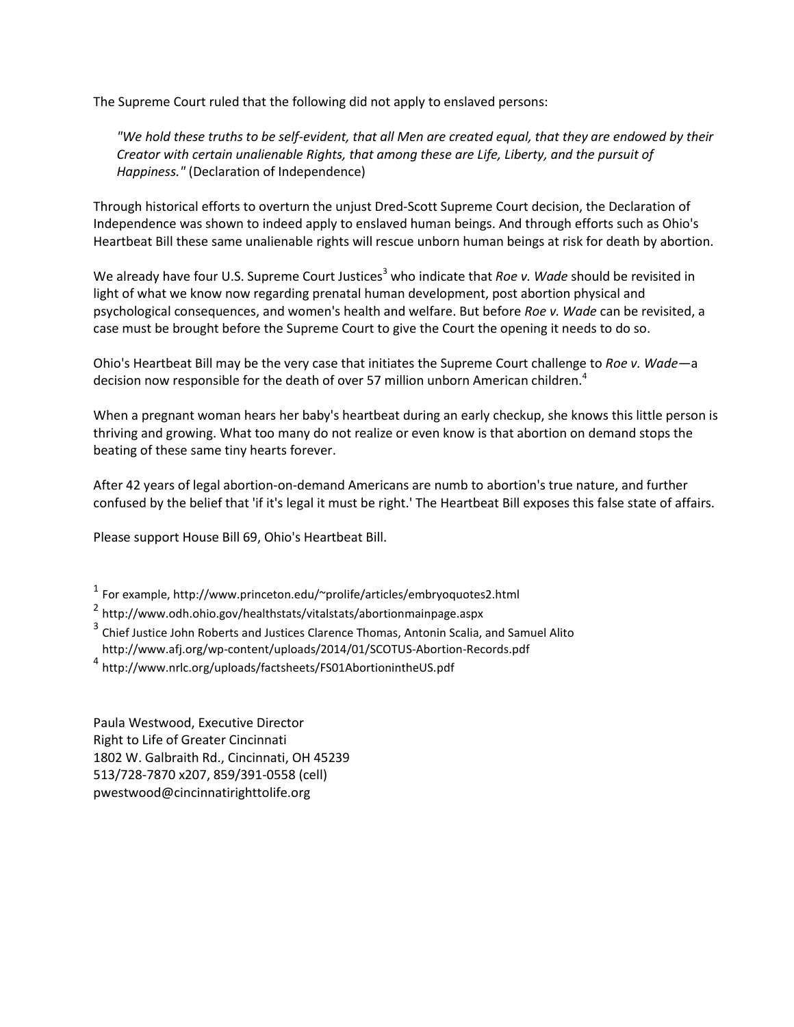The Supreme Court ruled that the following did not apply to enslaved persons:

> *"We hold these truths to be self-evident, that all Men are created equal, that they are endowed by their Creator with certain unalienable Rights, that among these are Life, Liberty, and the pursuit of Happiness."* (Declaration of Independence)

Through historical efforts to overturn the unjust Dred-Scott Supreme Court decision, the Declaration of Independence was shown to indeed apply to enslaved human beings. And through efforts such as Ohio's Heartbeat Bill these same unalienable rights will rescue unborn human beings at risk for death by abortion.

We already have four U.S. Supreme Court Justices[3] who indicate that *Roe v. Wade* should be revisited in light of what we know now regarding prenatal human development, post abortion physical and psychological consequences, and women's health and welfare. But before *Roe v. Wade* can be revisited, a case must be brought before the Supreme Court to give the Court the opening it needs to do so.

Ohio's Heartbeat Bill may be the very case that initiates the Supreme Court challenge to *Roe v. Wade*—a decision now responsible for the death of over 57 million unborn American children.[4]

When a pregnant woman hears her baby's heartbeat during an early checkup, she knows this little person is thriving and growing. What too many do not realize or even know is that abortion on demand stops the beating of these same tiny hearts forever.

After 42 years of legal abortion-on-demand Americans are numb to abortion's true nature, and further confused by the belief that 'if it's legal it must be right.' The Heartbeat Bill exposes this false state of affairs.

Please support House Bill 69, Ohio's Heartbeat Bill.

[1] For example, http://www.princeton.edu/~prolife/articles/embryoquotes2.html

[2] http://www.odh.ohio.gov/healthstats/vitalstats/abortionmainpage.aspx

[3] Chief Justice John Roberts and Justices Clarence Thomas, Antonin Scalia, and Samuel Alito http://www.afj.org/wp-content/uploads/2014/01/SCOTUS-Abortion-Records.pdf

[4] http://www.nrlc.org/uploads/factsheets/FS01AbortionintheUS.pdf

Paula Westwood, Executive Director
Right to Life of Greater Cincinnati
1802 W. Galbraith Rd., Cincinnati, OH 45239
513/728-7870 x207, 859/391-0558 (cell)
pwestwood@cincinnatirighttolife.org